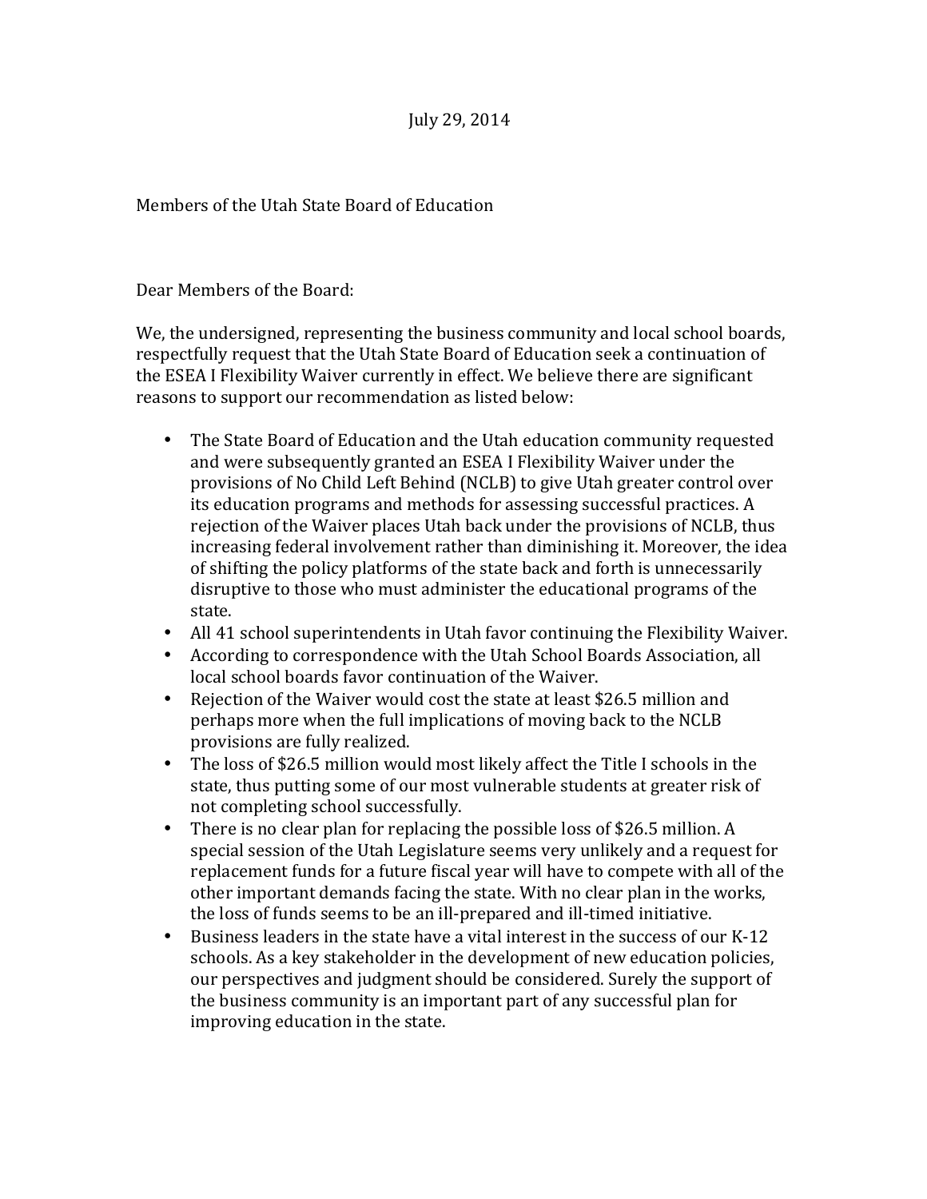July 29, 2014

Members of the Utah State Board of Education

Dear Members of the Board:

We, the undersigned, representing the business community and local school boards, respectfully request that the Utah State Board of Education seek a continuation of the ESEA I Flexibility Waiver currently in effect. We believe there are significant reasons to support our recommendation as listed below:

- The State Board of Education and the Utah education community requested and were subsequently granted an ESEA I Flexibility Waiver under the provisions of No Child Left Behind (NCLB) to give Utah greater control over its education programs and methods for assessing successful practices. A rejection of the Waiver places Utah back under the provisions of NCLB, thus increasing federal involvement rather than diminishing it. Moreover, the idea of shifting the policy platforms of the state back and forth is unnecessarily disruptive to those who must administer the educational programs of the state.
- All 41 school superintendents in Utah favor continuing the Flexibility Waiver.
- According to correspondence with the Utah School Boards Association, all local school boards favor continuation of the Waiver.
- Rejection of the Waiver would cost the state at least $26.5 million and perhaps more when the full implications of moving back to the NCLB provisions are fully realized.
- The loss of $26.5 million would most likely affect the Title I schools in the state, thus putting some of our most vulnerable students at greater risk of not completing school successfully.
- There is no clear plan for replacing the possible loss of $26.5 million. A special session of the Utah Legislature seems very unlikely and a request for replacement funds for a future fiscal year will have to compete with all of the other important demands facing the state. With no clear plan in the works, the loss of funds seems to be an ill-prepared and ill-timed initiative.
- Business leaders in the state have a vital interest in the success of our K-12 schools. As a key stakeholder in the development of new education policies, our perspectives and judgment should be considered. Surely the support of the business community is an important part of any successful plan for improving education in the state.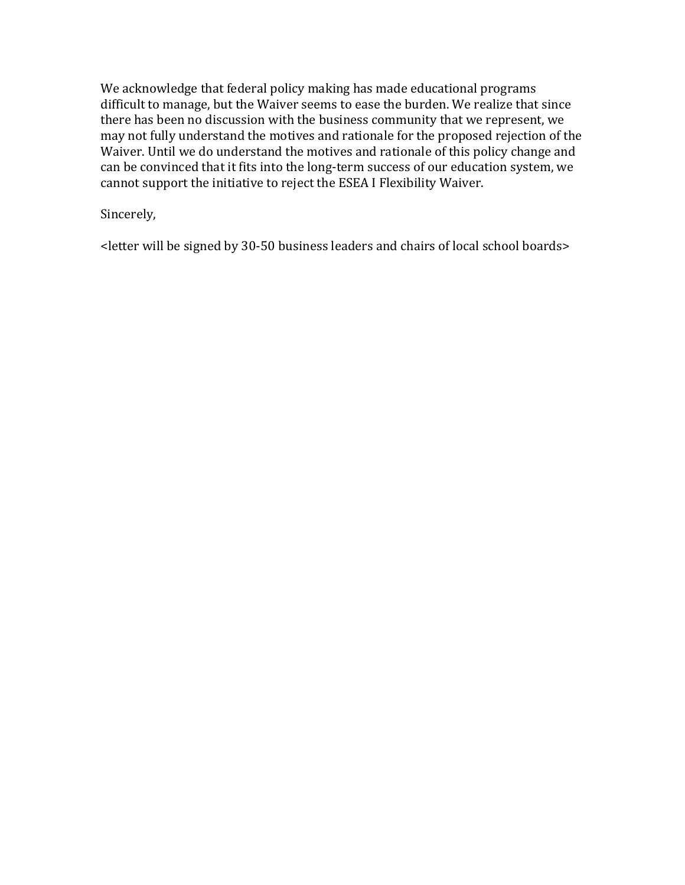We acknowledge that federal policy making has made educational programs difficult to manage, but the Waiver seems to ease the burden. We realize that since there has been no discussion with the business community that we represent, we may not fully understand the motives and rationale for the proposed rejection of the Waiver. Until we do understand the motives and rationale of this policy change and can be convinced that it fits into the long-term success of our education system, we cannot support the initiative to reject the ESEA I Flexibility Waiver.

Sincerely,

<letter will be signed by 30-50 business leaders and chairs of local school boards>